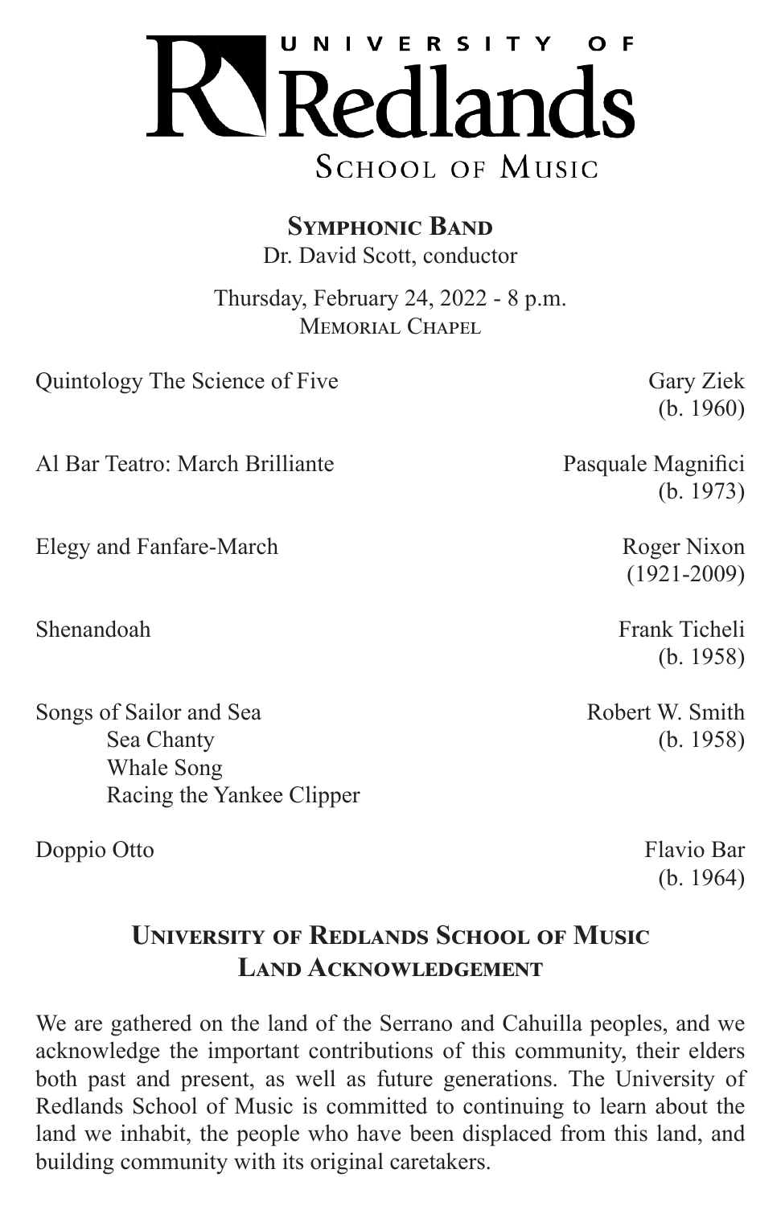# University of Redlands School of Music

## Symphonic Band

Dr. David Scott, conductor

Thursday, February 24, 2022 - 8 p.m.
Memorial Chapel

| Piece | Composer |
| --- | --- |
| Quintology The Science of Five | Gary Ziek (b. 1960) |
| Al Bar Teatro: March Brilliante | Pasquale Magnifici (b. 1973) |
| Elegy and Fanfare-March | Roger Nixon (1921-2009) |
| Shenandoah | Frank Ticheli (b. 1958) |
| Songs of Sailor and Sea<br>Sea Chanty<br>Whale Song<br>Racing the Yankee Clipper | Robert W. Smith (b. 1958) |
| Doppio Otto | Flavio Bar (b. 1964) |

## University of Redlands School of Music Land Acknowledgement

We are gathered on the land of the Serrano and Cahuilla peoples, and we acknowledge the important contributions of this community, their elders both past and present, as well as future generations. The University of Redlands School of Music is committed to continuing to learn about the land we inhabit, the people who have been displaced from this land, and building community with its original caretakers.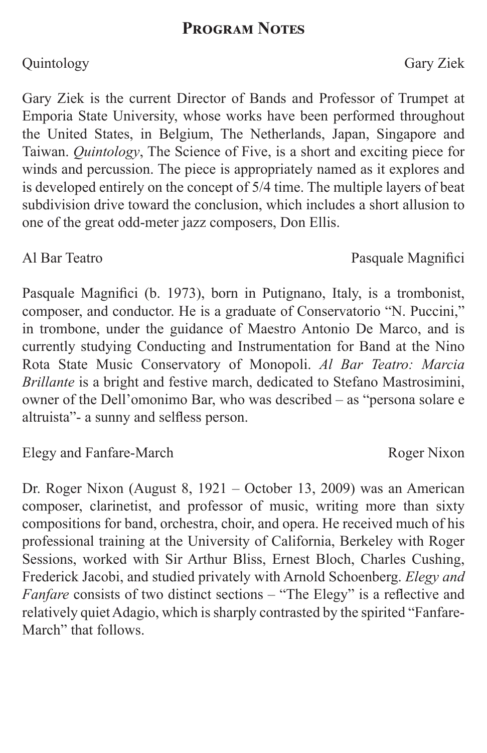# Program Notes

Quintology — Gary Ziek

Gary Ziek is the current Director of Bands and Professor of Trumpet at Emporia State University, whose works have been performed throughout the United States, in Belgium, The Netherlands, Japan, Singapore and Taiwan. *Quintology*, The Science of Five, is a short and exciting piece for winds and percussion. The piece is appropriately named as it explores and is developed entirely on the concept of 5/4 time. The multiple layers of beat subdivision drive toward the conclusion, which includes a short allusion to one of the great odd-meter jazz composers, Don Ellis.

Al Bar Teatro — Pasquale Magnifici

Pasquale Magnifici (b. 1973), born in Putignano, Italy, is a trombonist, composer, and conductor. He is a graduate of Conservatorio "N. Puccini," in trombone, under the guidance of Maestro Antonio De Marco, and is currently studying Conducting and Instrumentation for Band at the Nino Rota State Music Conservatory of Monopoli. *Al Bar Teatro: Marcia Brillante* is a bright and festive march, dedicated to Stefano Mastrosimini, owner of the Dell'omonimo Bar, who was described – as "persona solare e altruista"- a sunny and selfless person.

Elegy and Fanfare-March — Roger Nixon

Dr. Roger Nixon (August 8, 1921 – October 13, 2009) was an American composer, clarinetist, and professor of music, writing more than sixty compositions for band, orchestra, choir, and opera. He received much of his professional training at the University of California, Berkeley with Roger Sessions, worked with Sir Arthur Bliss, Ernest Bloch, Charles Cushing, Frederick Jacobi, and studied privately with Arnold Schoenberg. *Elegy and Fanfare* consists of two distinct sections – "The Elegy" is a reflective and relatively quiet Adagio, which is sharply contrasted by the spirited "Fanfare-March" that follows.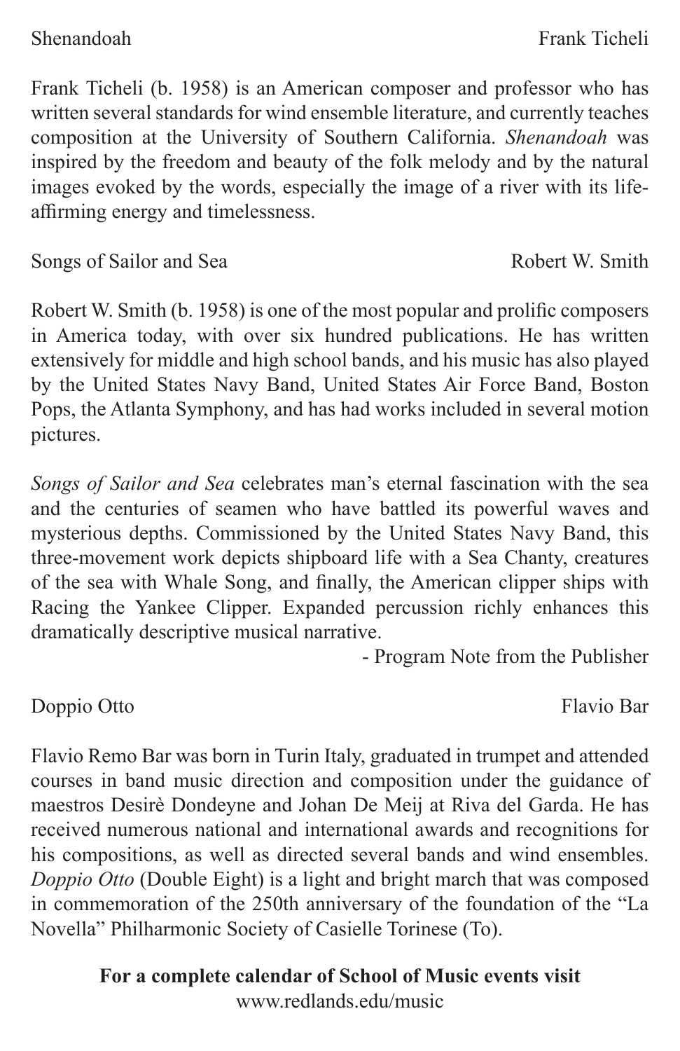Shenandoah — Frank Ticheli

Frank Ticheli (b. 1958) is an American composer and professor who has written several standards for wind ensemble literature, and currently teaches composition at the University of Southern California. *Shenandoah* was inspired by the freedom and beauty of the folk melody and by the natural images evoked by the words, especially the image of a river with its life-affirming energy and timelessness.

Songs of Sailor and Sea — Robert W. Smith

Robert W. Smith (b. 1958) is one of the most popular and prolific composers in America today, with over six hundred publications. He has written extensively for middle and high school bands, and his music has also played by the United States Navy Band, United States Air Force Band, Boston Pops, the Atlanta Symphony, and has had works included in several motion pictures.

*Songs of Sailor and Sea* celebrates man's eternal fascination with the sea and the centuries of seamen who have battled its powerful waves and mysterious depths. Commissioned by the United States Navy Band, this three-movement work depicts shipboard life with a Sea Chanty, creatures of the sea with Whale Song, and finally, the American clipper ships with Racing the Yankee Clipper. Expanded percussion richly enhances this dramatically descriptive musical narrative.

- Program Note from the Publisher

Doppio Otto — Flavio Bar

Flavio Remo Bar was born in Turin Italy, graduated in trumpet and attended courses in band music direction and composition under the guidance of maestros Desirè Dondeyne and Johan De Meij at Riva del Garda. He has received numerous national and international awards and recognitions for his compositions, as well as directed several bands and wind ensembles. *Doppio Otto* (Double Eight) is a light and bright march that was composed in commemoration of the 250th anniversary of the foundation of the "La Novella" Philharmonic Society of Casielle Torinese (To).

**For a complete calendar of School of Music events visit**
www.redlands.edu/music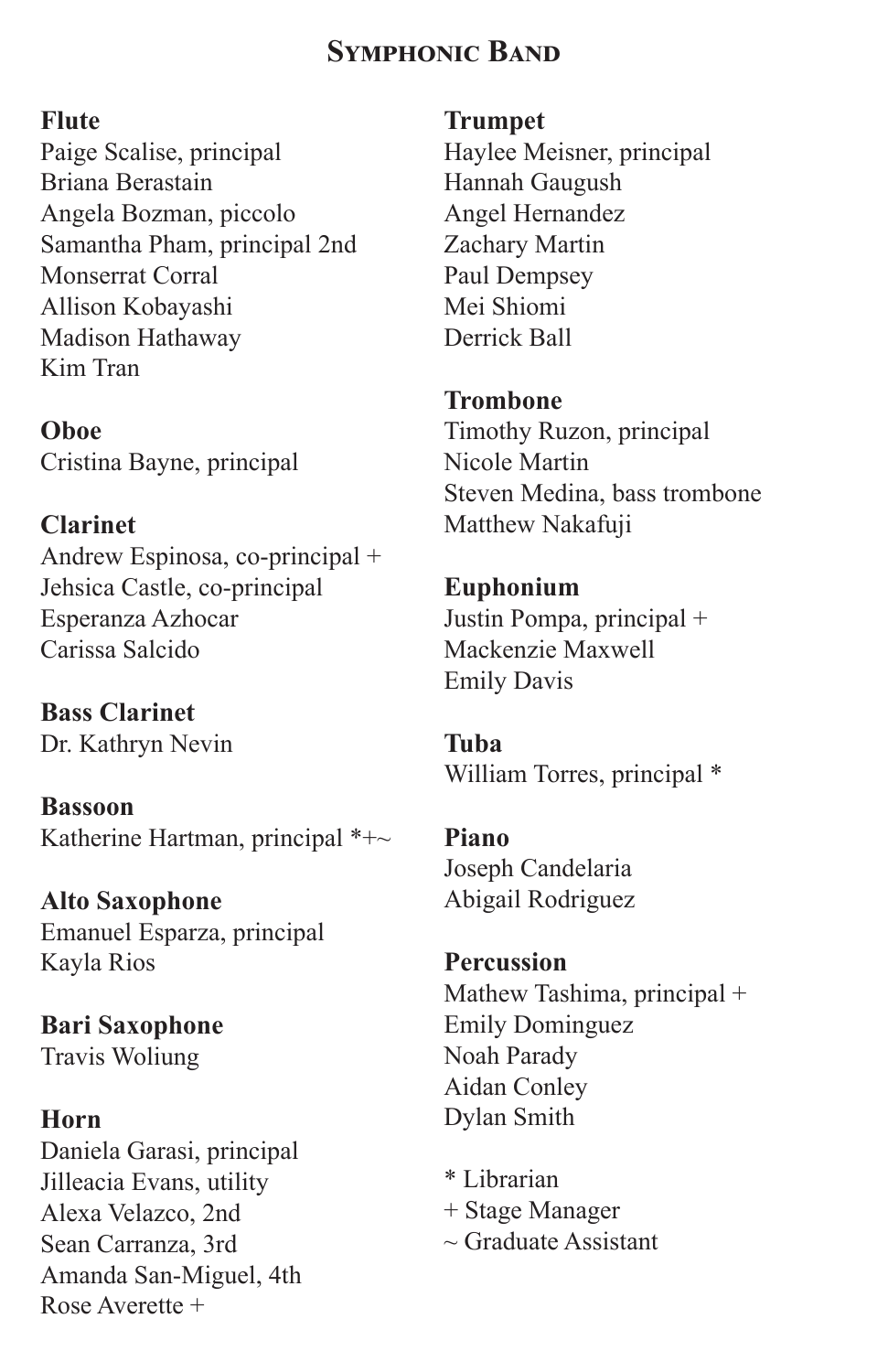# Symphonic Band

**Flute**
Paige Scalise, principal
Briana Berastain
Angela Bozman, piccolo
Samantha Pham, principal 2nd
Monserrat Corral
Allison Kobayashi
Madison Hathaway
Kim Tran

**Oboe**
Cristina Bayne, principal

**Clarinet**
Andrew Espinosa, co-principal +
Jehsica Castle, co-principal
Esperanza Azhocar
Carissa Salcido

**Bass Clarinet**
Dr. Kathryn Nevin

**Bassoon**
Katherine Hartman, principal *+~

**Alto Saxophone**
Emanuel Esparza, principal
Kayla Rios

**Bari Saxophone**
Travis Woliung

**Horn**
Daniela Garasi, principal
Jilleacia Evans, utility
Alexa Velazco, 2nd
Sean Carranza, 3rd
Amanda San-Miguel, 4th
Rose Averette +

**Trumpet**
Haylee Meisner, principal
Hannah Gaugush
Angel Hernandez
Zachary Martin
Paul Dempsey
Mei Shiomi
Derrick Ball

**Trombone**
Timothy Ruzon, principal
Nicole Martin
Steven Medina, bass trombone
Matthew Nakafuji

**Euphonium**
Justin Pompa, principal +
Mackenzie Maxwell
Emily Davis

**Tuba**
William Torres, principal *

**Piano**
Joseph Candelaria
Abigail Rodriguez

**Percussion**
Mathew Tashima, principal +
Emily Dominguez
Noah Parady
Aidan Conley
Dylan Smith

* Librarian
+ Stage Manager
~ Graduate Assistant